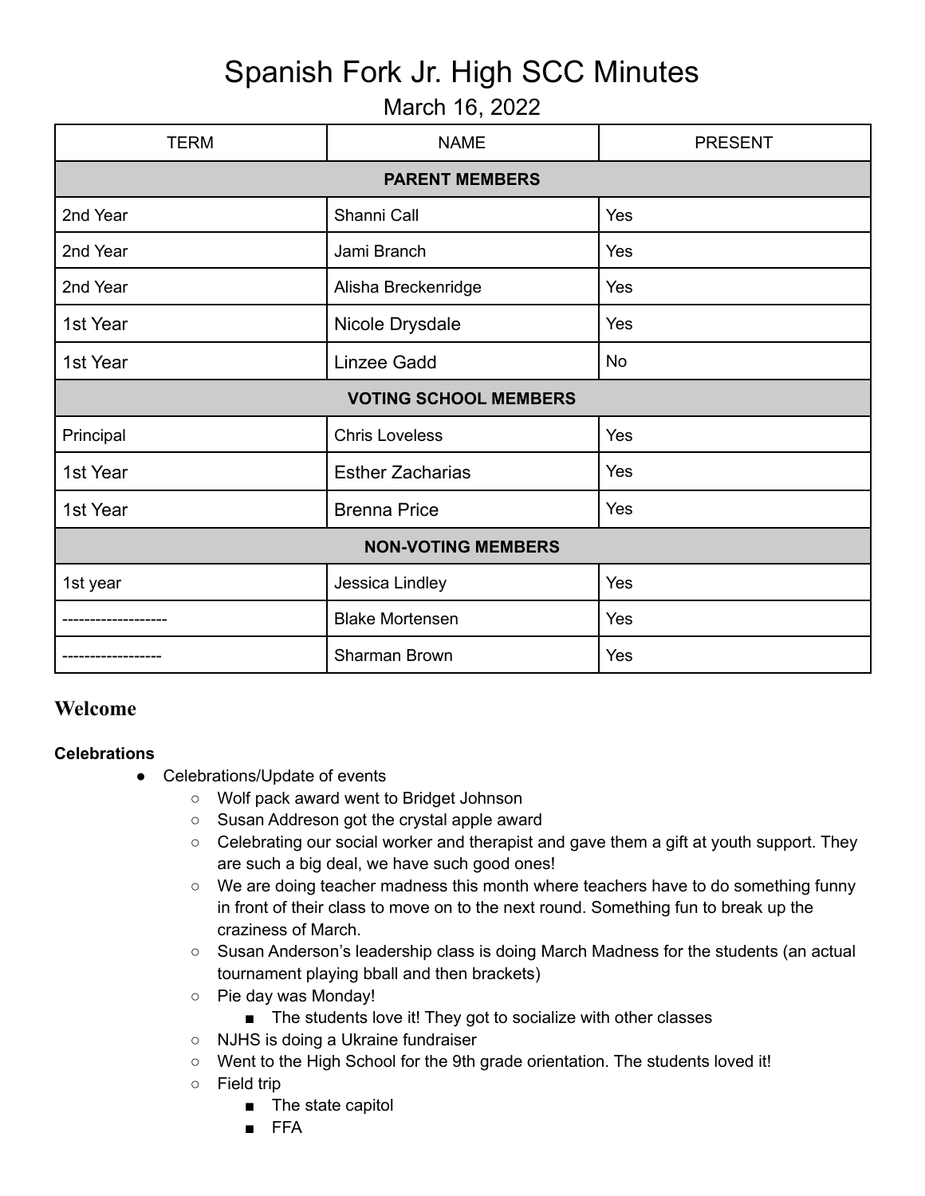# Spanish Fork Jr. High SCC Minutes

## March 16, 2022

| TERM | NAME | PRESENT |
| --- | --- | --- |
| **PARENT MEMBERS** | | |
| 2nd Year | Shanni Call | Yes |
| 2nd Year | Jami Branch | Yes |
| 2nd Year | Alisha Breckenridge | Yes |
| 1st Year | Nicole Drysdale | Yes |
| 1st Year | Linzee Gadd | No |
| **VOTING SCHOOL MEMBERS** | | |
| Principal | Chris Loveless | Yes |
| 1st Year | Esther Zacharias | Yes |
| 1st Year | Brenna Price | Yes |
| **NON-VOTING MEMBERS** | | |
| 1st year | Jessica Lindley | Yes |
| ------------------- | Blake Mortensen | Yes |
| ------------------ | Sharman Brown | Yes |

## Welcome

**Celebrations**

- Celebrations/Update of events
  - Wolf pack award went to Bridget Johnson
  - Susan Addreson got the crystal apple award
  - Celebrating our social worker and therapist and gave them a gift at youth support. They are such a big deal, we have such good ones!
  - We are doing teacher madness this month where teachers have to do something funny in front of their class to move on to the next round. Something fun to break up the craziness of March.
  - Susan Anderson's leadership class is doing March Madness for the students (an actual tournament playing bball and then brackets)
  - Pie day was Monday!
    - The students love it! They got to socialize with other classes
  - NJHS is doing a Ukraine fundraiser
  - Went to the High School for the 9th grade orientation. The students loved it!
  - Field trip
    - The state capitol
    - FFA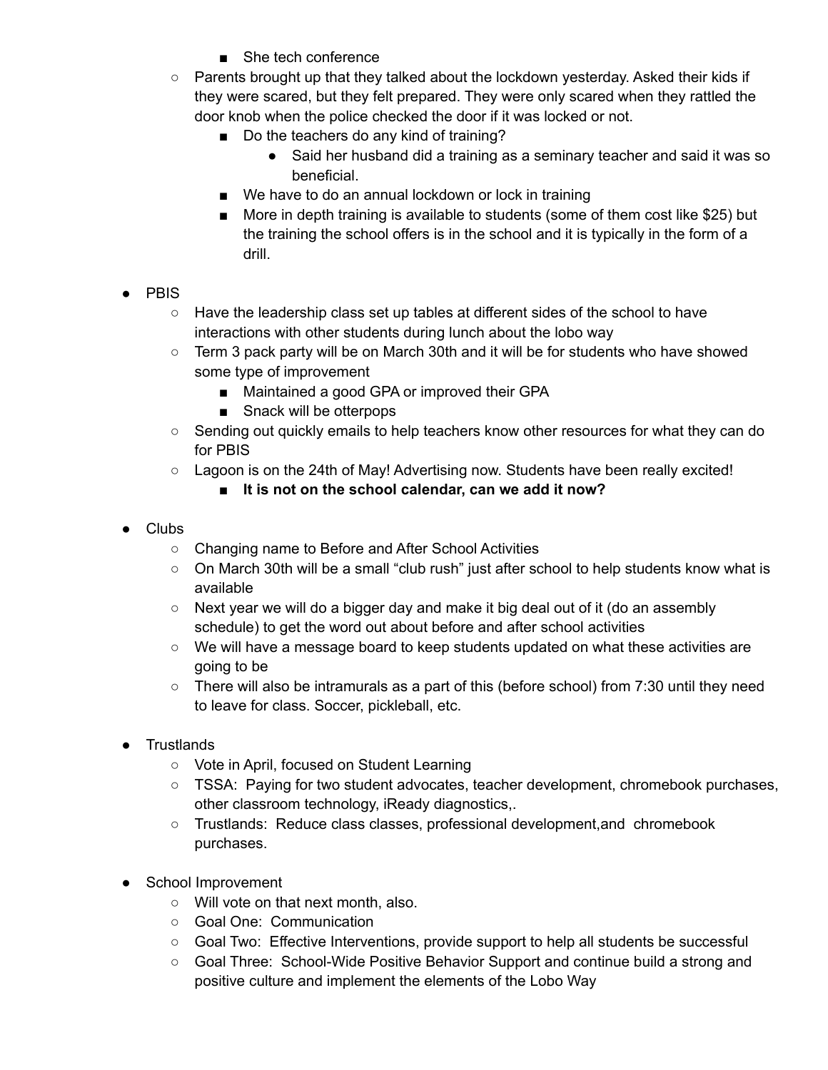- She tech conference
    - Parents brought up that they talked about the lockdown yesterday. Asked their kids if they were scared, but they felt prepared. They were only scared when they rattled the door knob when the police checked the door if it was locked or not.
        - Do the teachers do any kind of training?
            - Said her husband did a training as a seminary teacher and said it was so beneficial.
        - We have to do an annual lockdown or lock in training
        - More in depth training is available to students (some of them cost like $25) but the training the school offers is in the school and it is typically in the form of a drill.

- PBIS
    - Have the leadership class set up tables at different sides of the school to have interactions with other students during lunch about the lobo way
    - Term 3 pack party will be on March 30th and it will be for students who have showed some type of improvement
        - Maintained a good GPA or improved their GPA
        - Snack will be otterpops
    - Sending out quickly emails to help teachers know other resources for what they can do for PBIS
    - Lagoon is on the 24th of May! Advertising now. Students have been really excited!
        - **It is not on the school calendar, can we add it now?**

- Clubs
    - Changing name to Before and After School Activities
    - On March 30th will be a small "club rush" just after school to help students know what is available
    - Next year we will do a bigger day and make it big deal out of it (do an assembly schedule) to get the word out about before and after school activities
    - We will have a message board to keep students updated on what these activities are going to be
    - There will also be intramurals as a part of this (before school) from 7:30 until they need to leave for class. Soccer, pickleball, etc.

- Trustlands
    - Vote in April, focused on Student Learning
    - TSSA: Paying for two student advocates, teacher development, chromebook purchases, other classroom technology, iReady diagnostics,.
    - Trustlands: Reduce class classes, professional development,and chromebook purchases.

- School Improvement
    - Will vote on that next month, also.
    - Goal One: Communication
    - Goal Two: Effective Interventions, provide support to help all students be successful
    - Goal Three: School-Wide Positive Behavior Support and continue build a strong and positive culture and implement the elements of the Lobo Way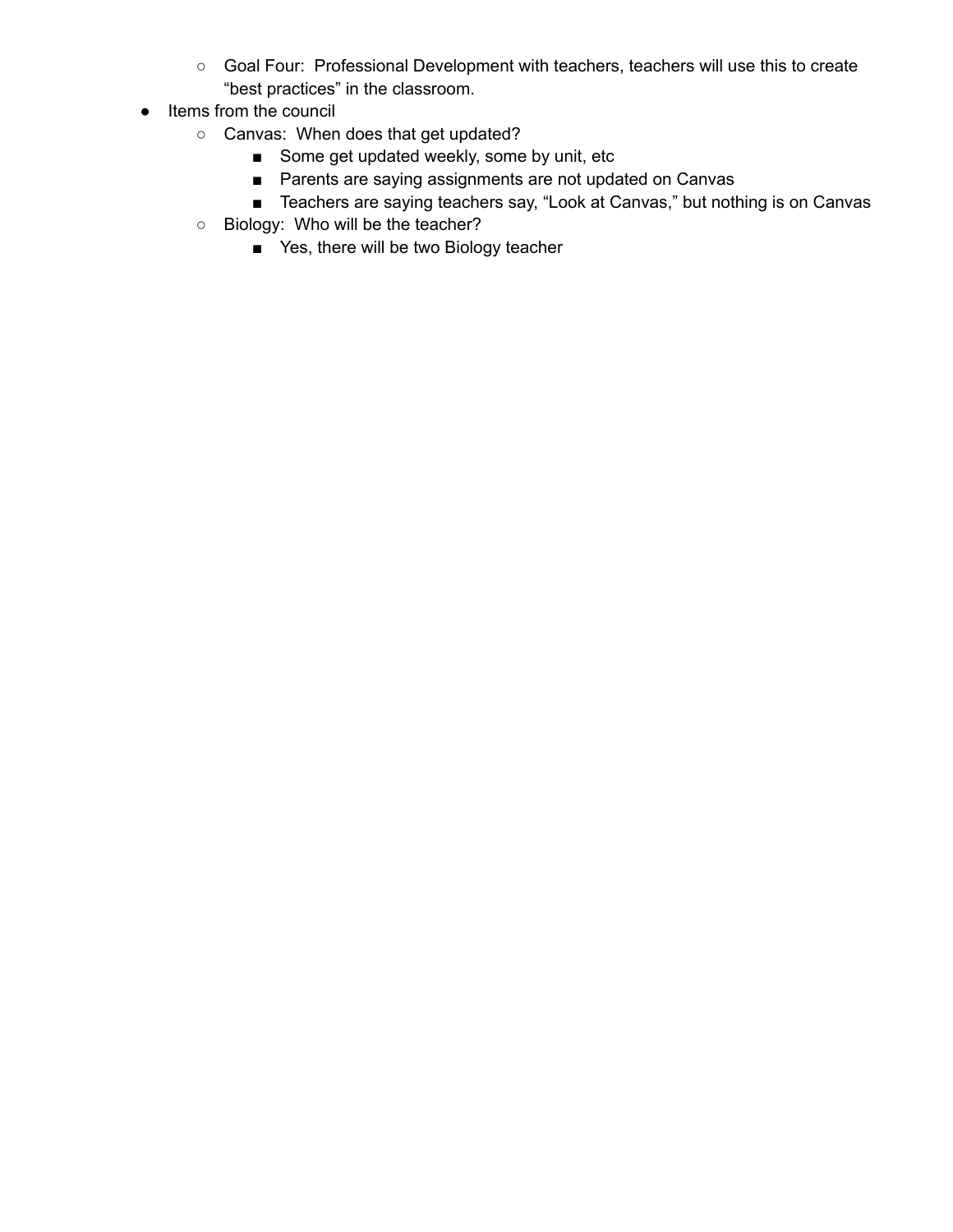- Goal Four:  Professional Development with teachers, teachers will use this to create "best practices" in the classroom.
- Items from the council
    - Canvas:  When does that get updated?
        - Some get updated weekly, some by unit, etc
        - Parents are saying assignments are not updated on Canvas
        - Teachers are saying teachers say, "Look at Canvas," but nothing is on Canvas
    - Biology:  Who will be the teacher?
        - Yes, there will be two Biology teacher